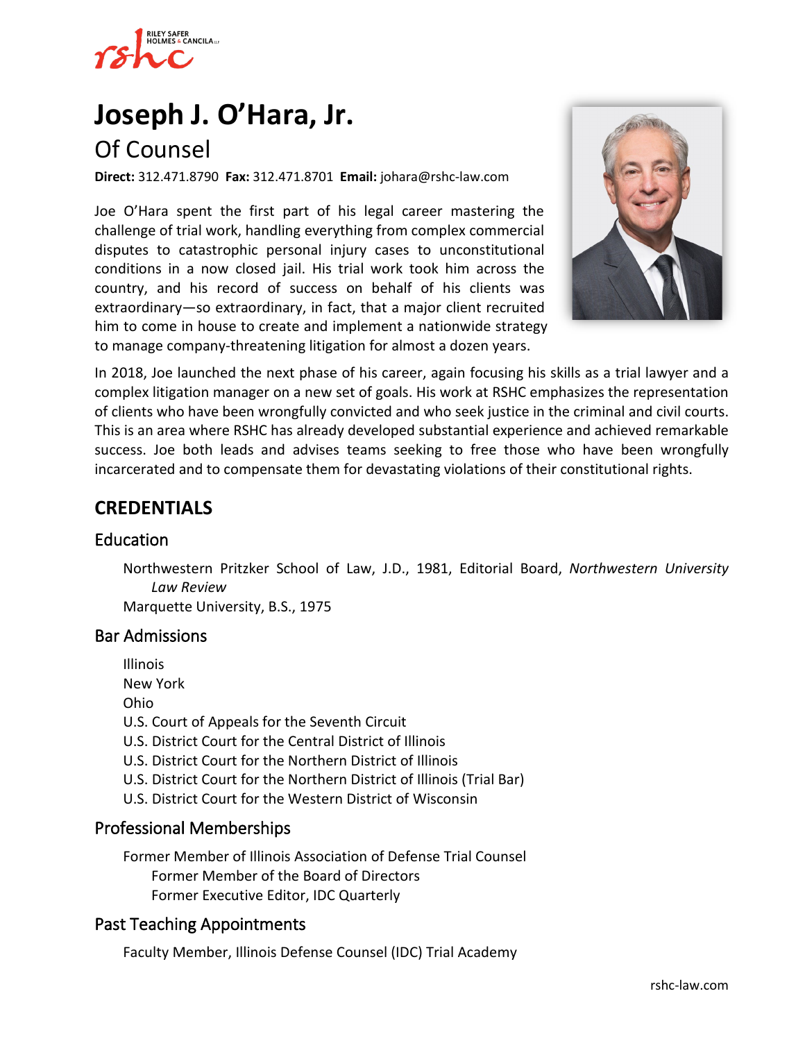# Joseph J. O'Hara, Jr.

## Of Counsel

**Direct:** 312.471.8790 **Fax:** 312.471.8701 **Email:** johara@rshc-law.com

Joe O'Hara spent the first part of his legal career mastering the challenge of trial work, handling everything from complex commercial disputes to catastrophic personal injury cases to unconstitutional conditions in a now closed jail. His trial work took him across the country, and his record of success on behalf of his clients was extraordinary—so extraordinary, in fact, that a major client recruited him to come in house to create and implement a nationwide strategy to manage company-threatening litigation for almost a dozen years.

In 2018, Joe launched the next phase of his career, again focusing his skills as a trial lawyer and a complex litigation manager on a new set of goals. His work at RSHC emphasizes the representation of clients who have been wrongfully convicted and who seek justice in the criminal and civil courts. This is an area where RSHC has already developed substantial experience and achieved remarkable success. Joe both leads and advises teams seeking to free those who have been wrongfully incarcerated and to compensate them for devastating violations of their constitutional rights.

## CREDENTIALS

### Education

Northwestern Pritzker School of Law, J.D., 1981, Editorial Board, *Northwestern University Law Review*

Marquette University, B.S., 1975

### Bar Admissions

Illinois

New York

Ohio

U.S. Court of Appeals for the Seventh Circuit

U.S. District Court for the Central District of Illinois

U.S. District Court for the Northern District of Illinois

U.S. District Court for the Northern District of Illinois (Trial Bar)

U.S. District Court for the Western District of Wisconsin

### Professional Memberships

Former Member of Illinois Association of Defense Trial Counsel

- Former Member of the Board of Directors
- Former Executive Editor, IDC Quarterly

### Past Teaching Appointments

Faculty Member, Illinois Defense Counsel (IDC) Trial Academy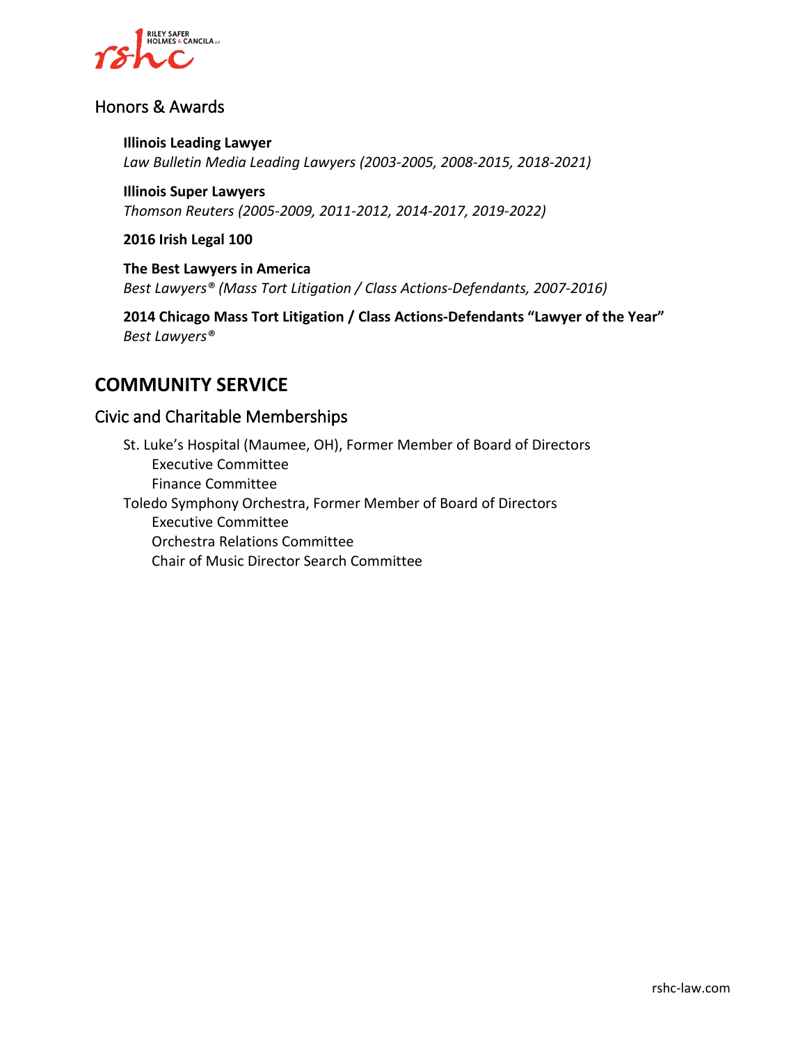## Honors & Awards

**Illinois Leading Lawyer**
*Law Bulletin Media Leading Lawyers (2003-2005, 2008-2015, 2018-2021)*

**Illinois Super Lawyers**
*Thomson Reuters (2005-2009, 2011-2012, 2014-2017, 2019-2022)*

**2016 Irish Legal 100**

**The Best Lawyers in America**
*Best Lawyers® (Mass Tort Litigation / Class Actions-Defendants, 2007-2016)*

**2014 Chicago Mass Tort Litigation / Class Actions-Defendants "Lawyer of the Year"**
*Best Lawyers®*

# COMMUNITY SERVICE

## Civic and Charitable Memberships

- St. Luke's Hospital (Maumee, OH), Former Member of Board of Directors
  - Executive Committee
  - Finance Committee
- Toledo Symphony Orchestra, Former Member of Board of Directors
  - Executive Committee
  - Orchestra Relations Committee
  - Chair of Music Director Search Committee